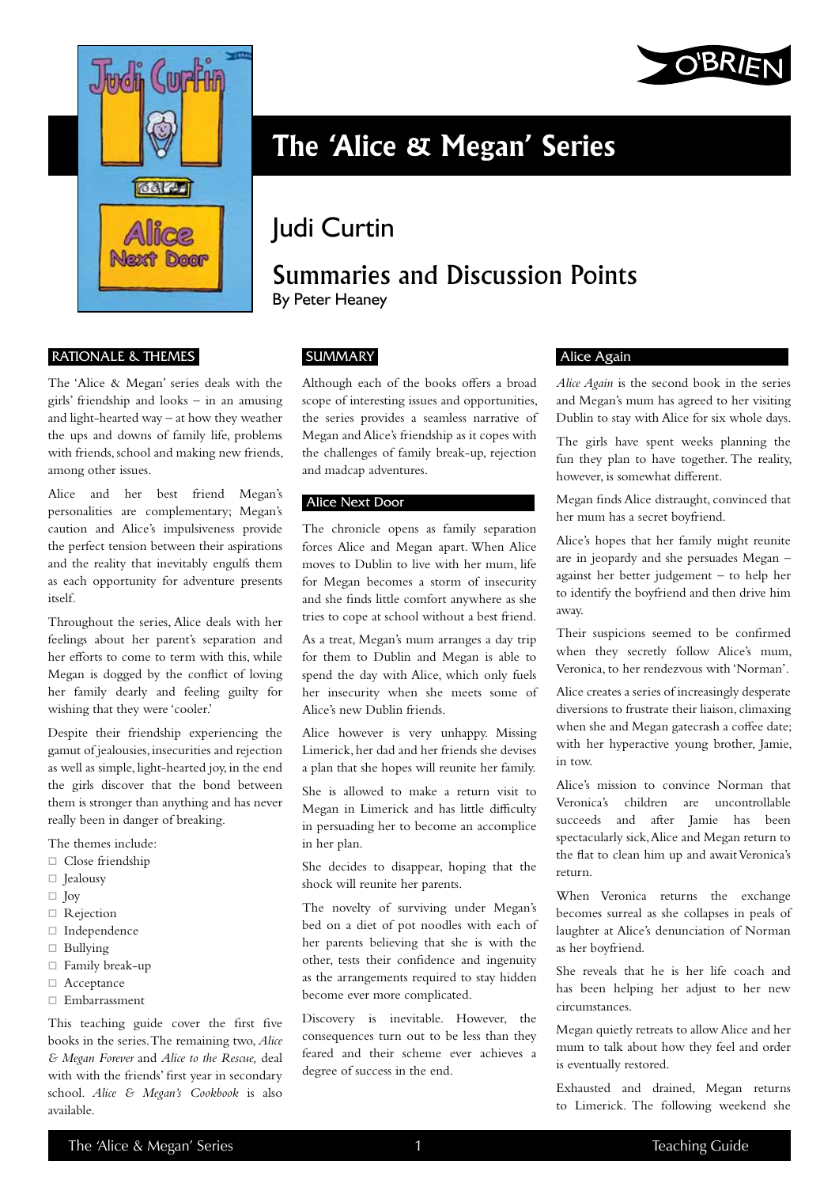# The 'Alice & Megan' Series

## Judi Curtin

## Summaries and Discussion Points

By Peter Heaney

### RATIONALE & THEMES

The 'Alice & Megan' series deals with the girls' friendship and looks – in an amusing and light-hearted way – at how they weather the ups and downs of family life, problems with friends, school and making new friends, among other issues.

Alice and her best friend Megan's personalities are complementary; Megan's caution and Alice's impulsiveness provide the perfect tension between their aspirations and the reality that inevitably engulfs them as each opportunity for adventure presents itself.

Throughout the series, Alice deals with her feelings about her parent's separation and her efforts to come to term with this, while Megan is dogged by the conflict of loving her family dearly and feeling guilty for wishing that they were 'cooler.'

Despite their friendship experiencing the gamut of jealousies, insecurities and rejection as well as simple, light-hearted joy, in the end the girls discover that the bond between them is stronger than anything and has never really been in danger of breaking.

The themes include:

- Close friendship
- Jealousy
- Joy
- Rejection
- Independence
- Bullying
- Family break-up
- Acceptance
- Embarrassment

This teaching guide cover the first five books in the series. The remaining two, *Alice & Megan Forever* and *Alice to the Rescue,* deal with with the friends' first year in secondary school. *Alice & Megan's Cookbook* is also available.

### SUMMARY

Although each of the books offers a broad scope of interesting issues and opportunities, the series provides a seamless narrative of Megan and Alice's friendship as it copes with the challenges of family break-up, rejection and madcap adventures.

### Alice Next Door

The chronicle opens as family separation forces Alice and Megan apart. When Alice moves to Dublin to live with her mum, life for Megan becomes a storm of insecurity and she finds little comfort anywhere as she tries to cope at school without a best friend.

As a treat, Megan's mum arranges a day trip for them to Dublin and Megan is able to spend the day with Alice, which only fuels her insecurity when she meets some of Alice's new Dublin friends.

Alice however is very unhappy. Missing Limerick, her dad and her friends she devises a plan that she hopes will reunite her family.

She is allowed to make a return visit to Megan in Limerick and has little difficulty in persuading her to become an accomplice in her plan.

She decides to disappear, hoping that the shock will reunite her parents.

The novelty of surviving under Megan's bed on a diet of pot noodles with each of her parents believing that she is with the other, tests their confidence and ingenuity as the arrangements required to stay hidden become ever more complicated.

Discovery is inevitable. However, the consequences turn out to be less than they feared and their scheme ever achieves a degree of success in the end.

### Alice Again

*Alice Again* is the second book in the series and Megan's mum has agreed to her visiting Dublin to stay with Alice for six whole days.

The girls have spent weeks planning the fun they plan to have together. The reality, however, is somewhat different.

Megan finds Alice distraught, convinced that her mum has a secret boyfriend.

Alice's hopes that her family might reunite are in jeopardy and she persuades Megan – against her better judgement – to help her to identify the boyfriend and then drive him away.

Their suspicions seemed to be confirmed when they secretly follow Alice's mum, Veronica, to her rendezvous with 'Norman'.

Alice creates a series of increasingly desperate diversions to frustrate their liaison, climaxing when she and Megan gatecrash a coffee date; with her hyperactive young brother, Jamie, in tow.

Alice's mission to convince Norman that Veronica's children are uncontrollable succeeds and after Jamie has been spectacularly sick, Alice and Megan return to the flat to clean him up and await Veronica's return.

When Veronica returns the exchange becomes surreal as she collapses in peals of laughter at Alice's denunciation of Norman as her boyfriend.

She reveals that he is her life coach and has been helping her adjust to her new circumstances.

Megan quietly retreats to allow Alice and her mum to talk about how they feel and order is eventually restored.

Exhausted and drained, Megan returns to Limerick. The following weekend she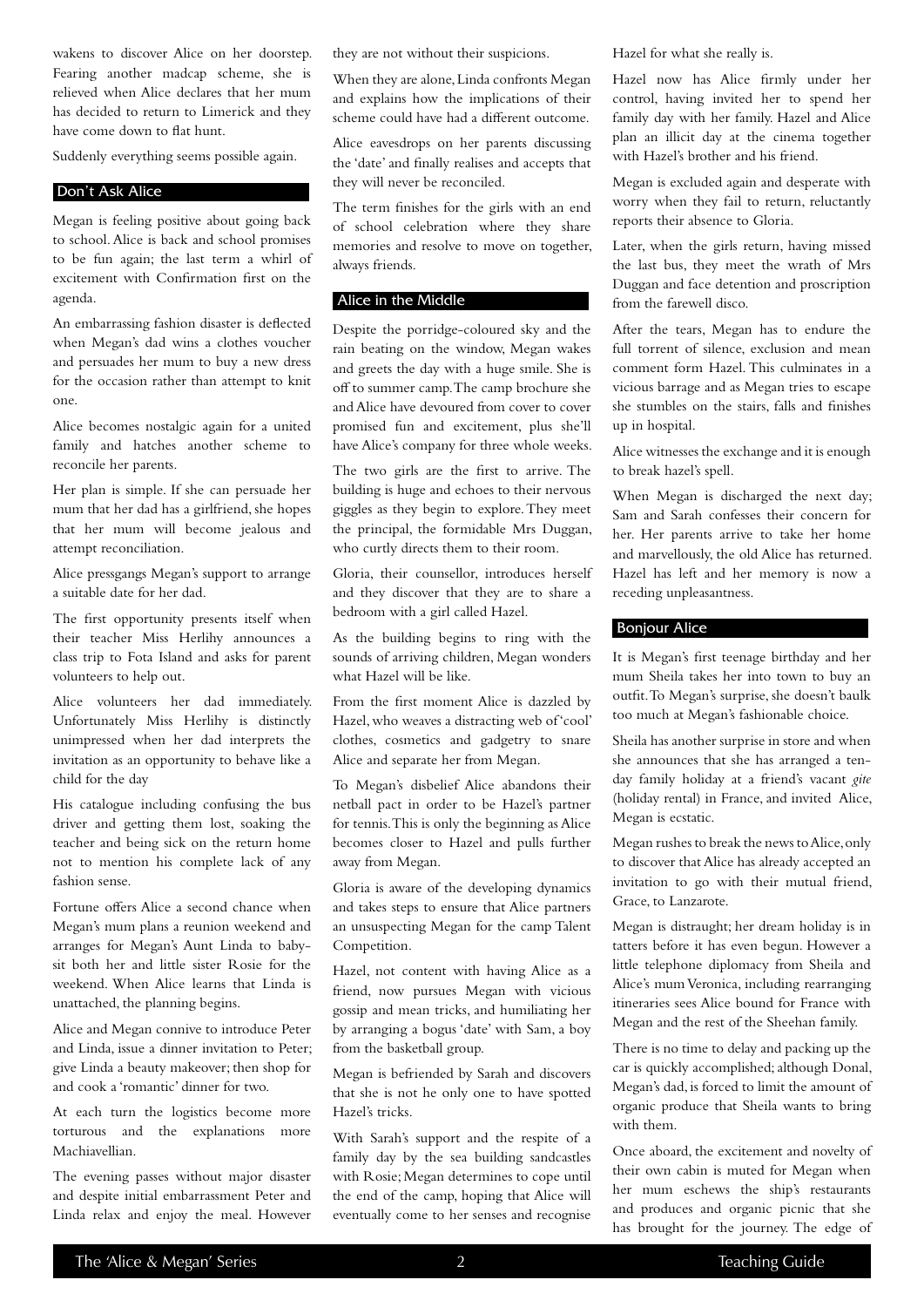wakens to discover Alice on her doorstep. Fearing another madcap scheme, she is relieved when Alice declares that her mum has decided to return to Limerick and they have come down to flat hunt.

Suddenly everything seems possible again.

## Don't Ask Alice

Megan is feeling positive about going back to school. Alice is back and school promises to be fun again; the last term a whirl of excitement with Confirmation first on the agenda.

An embarrassing fashion disaster is deflected when Megan's dad wins a clothes voucher and persuades her mum to buy a new dress for the occasion rather than attempt to knit one.

Alice becomes nostalgic again for a united family and hatches another scheme to reconcile her parents.

Her plan is simple. If she can persuade her mum that her dad has a girlfriend, she hopes that her mum will become jealous and attempt reconciliation.

Alice pressgangs Megan's support to arrange a suitable date for her dad.

The first opportunity presents itself when their teacher Miss Herlihy announces a class trip to Fota Island and asks for parent volunteers to help out.

Alice volunteers her dad immediately. Unfortunately Miss Herlihy is distinctly unimpressed when her dad interprets the invitation as an opportunity to behave like a child for the day

His catalogue including confusing the bus driver and getting them lost, soaking the teacher and being sick on the return home not to mention his complete lack of any fashion sense.

Fortune offers Alice a second chance when Megan's mum plans a reunion weekend and arranges for Megan's Aunt Linda to baby-sit both her and little sister Rosie for the weekend. When Alice learns that Linda is unattached, the planning begins.

Alice and Megan connive to introduce Peter and Linda, issue a dinner invitation to Peter; give Linda a beauty makeover; then shop for and cook a 'romantic' dinner for two.

At each turn the logistics become more torturous and the explanations more Machiavellian.

The evening passes without major disaster and despite initial embarrassment Peter and Linda relax and enjoy the meal. However they are not without their suspicions.

When they are alone, Linda confronts Megan and explains how the implications of their scheme could have had a different outcome.

Alice eavesdrops on her parents discussing the 'date' and finally realises and accepts that they will never be reconciled.

The term finishes for the girls with an end of school celebration where they share memories and resolve to move on together, always friends.

## Alice in the Middle

Despite the porridge-coloured sky and the rain beating on the window, Megan wakes and greets the day with a huge smile. She is off to summer camp. The camp brochure she and Alice have devoured from cover to cover promised fun and excitement, plus she'll have Alice's company for three whole weeks.

The two girls are the first to arrive. The building is huge and echoes to their nervous giggles as they begin to explore. They meet the principal, the formidable Mrs Duggan, who curtly directs them to their room.

Gloria, their counsellor, introduces herself and they discover that they are to share a bedroom with a girl called Hazel.

As the building begins to ring with the sounds of arriving children, Megan wonders what Hazel will be like.

From the first moment Alice is dazzled by Hazel, who weaves a distracting web of 'cool' clothes, cosmetics and gadgetry to snare Alice and separate her from Megan.

To Megan's disbelief Alice abandons their netball pact in order to be Hazel's partner for tennis. This is only the beginning as Alice becomes closer to Hazel and pulls further away from Megan.

Gloria is aware of the developing dynamics and takes steps to ensure that Alice partners an unsuspecting Megan for the camp Talent Competition.

Hazel, not content with having Alice as a friend, now pursues Megan with vicious gossip and mean tricks, and humiliating her by arranging a bogus 'date' with Sam, a boy from the basketball group.

Megan is befriended by Sarah and discovers that she is not he only one to have spotted Hazel's tricks.

With Sarah's support and the respite of a family day by the sea building sandcastles with Rosie; Megan determines to cope until the end of the camp, hoping that Alice will eventually come to her senses and recognise Hazel for what she really is.

Hazel now has Alice firmly under her control, having invited her to spend her family day with her family. Hazel and Alice plan an illicit day at the cinema together with Hazel's brother and his friend.

Megan is excluded again and desperate with worry when they fail to return, reluctantly reports their absence to Gloria.

Later, when the girls return, having missed the last bus, they meet the wrath of Mrs Duggan and face detention and proscription from the farewell disco.

After the tears, Megan has to endure the full torrent of silence, exclusion and mean comment form Hazel. This culminates in a vicious barrage and as Megan tries to escape she stumbles on the stairs, falls and finishes up in hospital.

Alice witnesses the exchange and it is enough to break hazel's spell.

When Megan is discharged the next day; Sam and Sarah confesses their concern for her. Her parents arrive to take her home and marvellously, the old Alice has returned. Hazel has left and her memory is now a receding unpleasantness.

## Bonjour Alice

It is Megan's first teenage birthday and her mum Sheila takes her into town to buy an outfit. To Megan's surprise, she doesn't baulk too much at Megan's fashionable choice.

Sheila has another surprise in store and when she announces that she has arranged a ten-day family holiday at a friend's vacant *gite* (holiday rental) in France, and invited Alice, Megan is ecstatic.

Megan rushes to break the news to Alice, only to discover that Alice has already accepted an invitation to go with their mutual friend, Grace, to Lanzarote.

Megan is distraught; her dream holiday is in tatters before it has even begun. However a little telephone diplomacy from Sheila and Alice's mum Veronica, including rearranging itineraries sees Alice bound for France with Megan and the rest of the Sheehan family.

There is no time to delay and packing up the car is quickly accomplished; although Donal, Megan's dad, is forced to limit the amount of organic produce that Sheila wants to bring with them.

Once aboard, the excitement and novelty of their own cabin is muted for Megan when her mum eschews the ship's restaurants and produces and organic picnic that she has brought for the journey. The edge of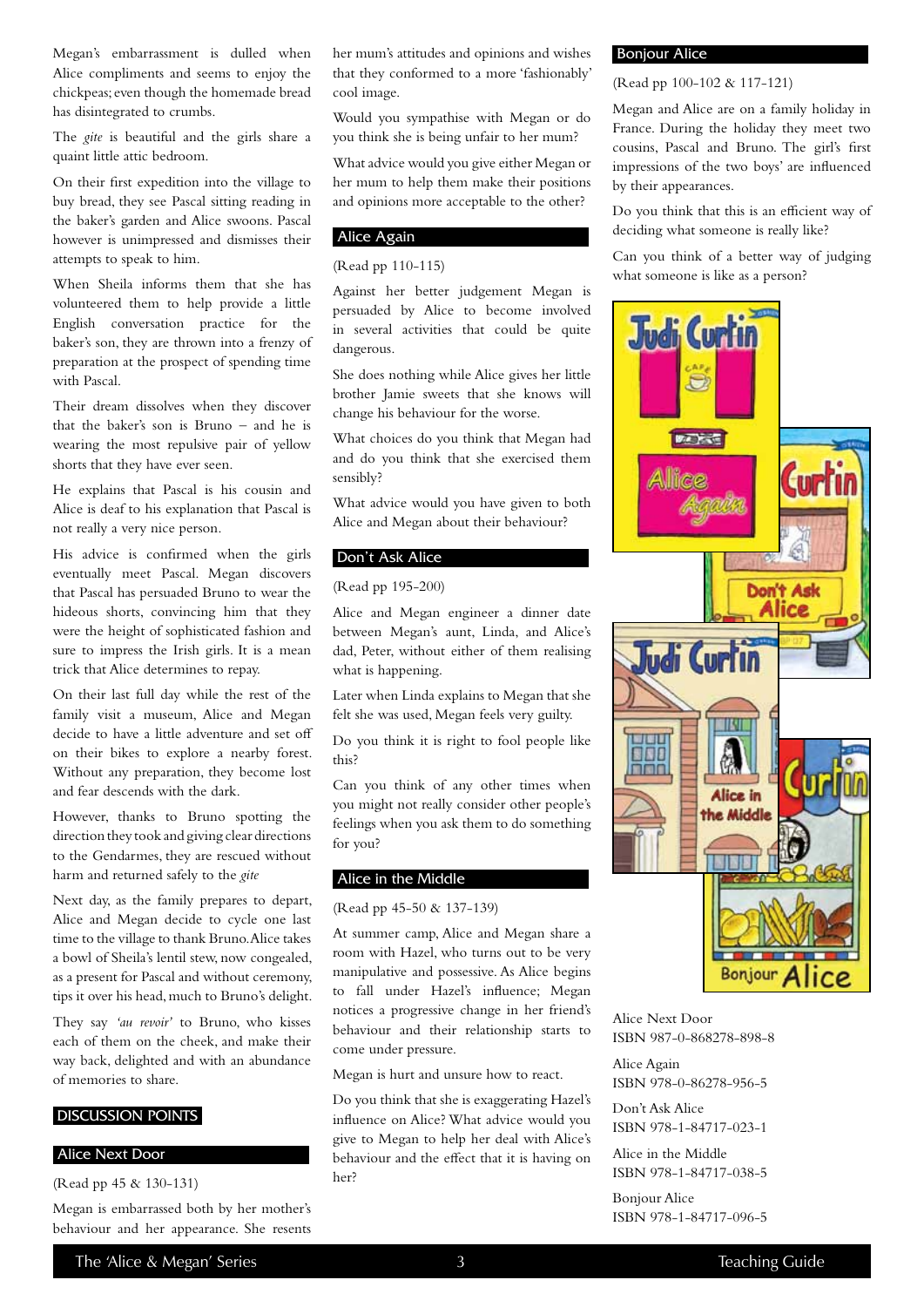Megan's embarrassment is dulled when Alice compliments and seems to enjoy the chickpeas; even though the homemade bread has disintegrated to crumbs.

The *gite* is beautiful and the girls share a quaint little attic bedroom.

On their first expedition into the village to buy bread, they see Pascal sitting reading in the baker's garden and Alice swoons. Pascal however is unimpressed and dismisses their attempts to speak to him.

When Sheila informs them that she has volunteered them to help provide a little English conversation practice for the baker's son, they are thrown into a frenzy of preparation at the prospect of spending time with Pascal.

Their dream dissolves when they discover that the baker's son is Bruno – and he is wearing the most repulsive pair of yellow shorts that they have ever seen.

He explains that Pascal is his cousin and Alice is deaf to his explanation that Pascal is not really a very nice person.

His advice is confirmed when the girls eventually meet Pascal. Megan discovers that Pascal has persuaded Bruno to wear the hideous shorts, convincing him that they were the height of sophisticated fashion and sure to impress the Irish girls. It is a mean trick that Alice determines to repay.

On their last full day while the rest of the family visit a museum, Alice and Megan decide to have a little adventure and set off on their bikes to explore a nearby forest. Without any preparation, they become lost and fear descends with the dark.

However, thanks to Bruno spotting the direction they took and giving clear directions to the Gendarmes, they are rescued without harm and returned safely to the *gite*

Next day, as the family prepares to depart, Alice and Megan decide to cycle one last time to the village to thank Bruno. Alice takes a bowl of Sheila's lentil stew, now congealed, as a present for Pascal and without ceremony, tips it over his head, much to Bruno's delight.

They say *'au revoir'* to Bruno, who kisses each of them on the cheek, and make their way back, delighted and with an abundance of memories to share.

## DISCUSSION POINTS

### Alice Next Door

(Read pp 45 & 130-131)

Megan is embarrassed both by her mother's behaviour and her appearance. She resents her mum's attitudes and opinions and wishes that they conformed to a more 'fashionably' cool image.

Would you sympathise with Megan or do you think she is being unfair to her mum?

What advice would you give either Megan or her mum to help them make their positions and opinions more acceptable to the other?

### Alice Again

(Read pp 110-115)

Against her better judgement Megan is persuaded by Alice to become involved in several activities that could be quite dangerous.

She does nothing while Alice gives her little brother Jamie sweets that she knows will change his behaviour for the worse.

What choices do you think that Megan had and do you think that she exercised them sensibly?

What advice would you have given to both Alice and Megan about their behaviour?

### Don't Ask Alice

(Read pp 195-200)

Alice and Megan engineer a dinner date between Megan's aunt, Linda, and Alice's dad, Peter, without either of them realising what is happening.

Later when Linda explains to Megan that she felt she was used, Megan feels very guilty.

Do you think it is right to fool people like this?

Can you think of any other times when you might not really consider other people's feelings when you ask them to do something for you?

### Alice in the Middle

(Read pp 45-50 & 137-139)

At summer camp, Alice and Megan share a room with Hazel, who turns out to be very manipulative and possessive. As Alice begins to fall under Hazel's influence; Megan notices a progressive change in her friend's behaviour and their relationship starts to come under pressure.

Megan is hurt and unsure how to react.

Do you think that she is exaggerating Hazel's influence on Alice? What advice would you give to Megan to help her deal with Alice's behaviour and the effect that it is having on her?

### Bonjour Alice

(Read pp 100-102 & 117-121)

Megan and Alice are on a family holiday in France. During the holiday they meet two cousins, Pascal and Bruno. The girl's first impressions of the two boys' are influenced by their appearances.

Do you think that this is an efficient way of deciding what someone is really like?

Can you think of a better way of judging what someone is like as a person?

Alice Next Door
ISBN 987-0-868278-898-8

Alice Again
ISBN 978-0-86278-956-5

Don't Ask Alice
ISBN 978-1-84717-023-1

Alice in the Middle
ISBN 978-1-84717-038-5

Bonjour Alice
ISBN 978-1-84717-096-5